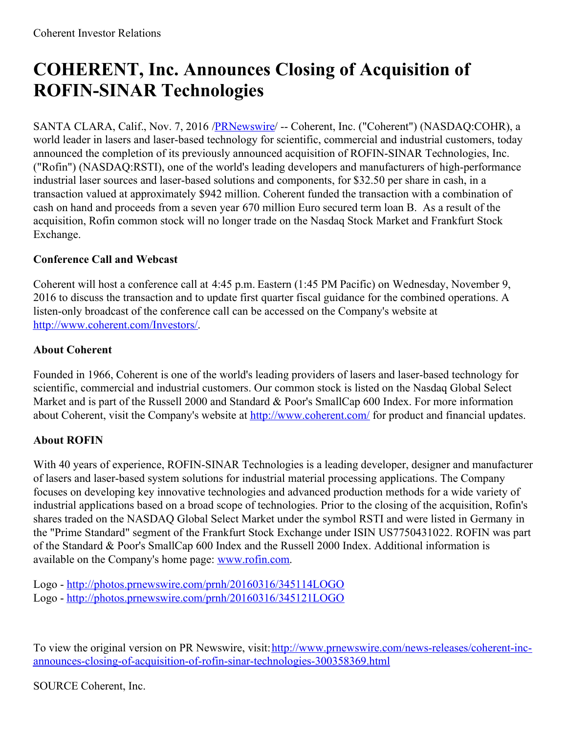Coherent Investor Relations

# COHERENT, Inc. Announces Closing of Acquisition of ROFIN-SINAR Technologies

SANTA CLARA, Calif., Nov. 7, 2016 /[PRNewswire](http://www.prnewswire.com/)/ -- Coherent, Inc. ("Coherent") (NASDAQ:COHR), a world leader in lasers and laser-based technology for scientific, commercial and industrial customers, today announced the completion of its previously announced acquisition of ROFIN-SINAR Technologies, Inc. ("Rofin") (NASDAQ:RSTI), one of the world's leading developers and manufacturers of high-performance industrial laser sources and laser-based solutions and components, for $32.50 per share in cash, in a transaction valued at approximately $942 million. Coherent funded the transaction with a combination of cash on hand and proceeds from a seven year 670 million Euro secured term loan B. As a result of the acquisition, Rofin common stock will no longer trade on the Nasdaq Stock Market and Frankfurt Stock Exchange.

### Conference Call and Webcast

Coherent will host a conference call at 4:45 p.m. Eastern (1:45 PM Pacific) on Wednesday, November 9, 2016 to discuss the transaction and to update first quarter fiscal guidance for the combined operations. A listen-only broadcast of the conference call can be accessed on the Company's website at [http://www.coherent.com/Investors/](http://www.coherent.com/Investors/).

### About Coherent

Founded in 1966, Coherent is one of the world's leading providers of lasers and laser-based technology for scientific, commercial and industrial customers. Our common stock is listed on the Nasdaq Global Select Market and is part of the Russell 2000 and Standard & Poor's SmallCap 600 Index. For more information about Coherent, visit the Company's website at [http://www.coherent.com/](http://www.coherent.com/) for product and financial updates.

### About ROFIN

With 40 years of experience, ROFIN-SINAR Technologies is a leading developer, designer and manufacturer of lasers and laser-based system solutions for industrial material processing applications. The Company focuses on developing key innovative technologies and advanced production methods for a wide variety of industrial applications based on a broad scope of technologies. Prior to the closing of the acquisition, Rofin's shares traded on the NASDAQ Global Select Market under the symbol RSTI and were listed in Germany in the "Prime Standard" segment of the Frankfurt Stock Exchange under ISIN US7750431022. ROFIN was part of the Standard & Poor's SmallCap 600 Index and the Russell 2000 Index. Additional information is available on the Company's home page: [www.rofin.com](http://www.rofin.com).

Logo - [http://photos.prnewswire.com/prnh/20160316/345114LOGO](http://photos.prnewswire.com/prnh/20160316/345114LOGO)
Logo - [http://photos.prnewswire.com/prnh/20160316/345121LOGO](http://photos.prnewswire.com/prnh/20160316/345121LOGO)

To view the original version on PR Newswire, visit: [http://www.prnewswire.com/news-releases/coherent-inc-announces-closing-of-acquisition-of-rofin-sinar-technologies-300358369.html](http://www.prnewswire.com/news-releases/coherent-inc-announces-closing-of-acquisition-of-rofin-sinar-technologies-300358369.html)

SOURCE Coherent, Inc.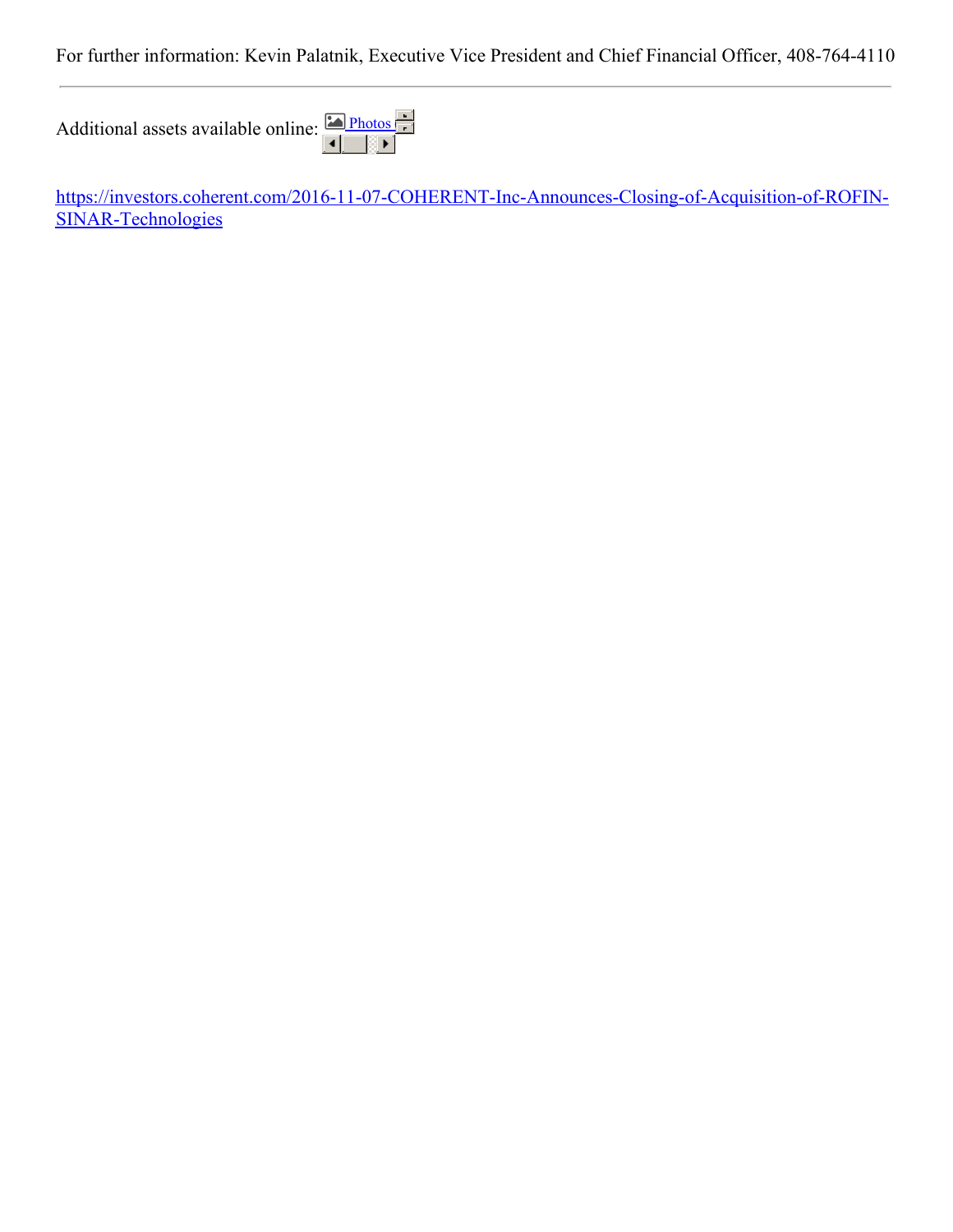For further information: Kevin Palatnik, Executive Vice President and Chief Financial Officer, 408-764-4110

---

Additional assets available online: [Photos](#)

[https://investors.coherent.com/2016-11-07-COHERENT-Inc-Announces-Closing-of-Acquisition-of-ROFIN-SINAR-Technologies](https://investors.coherent.com/2016-11-07-COHERENT-Inc-Announces-Closing-of-Acquisition-of-ROFIN-SINAR-Technologies)